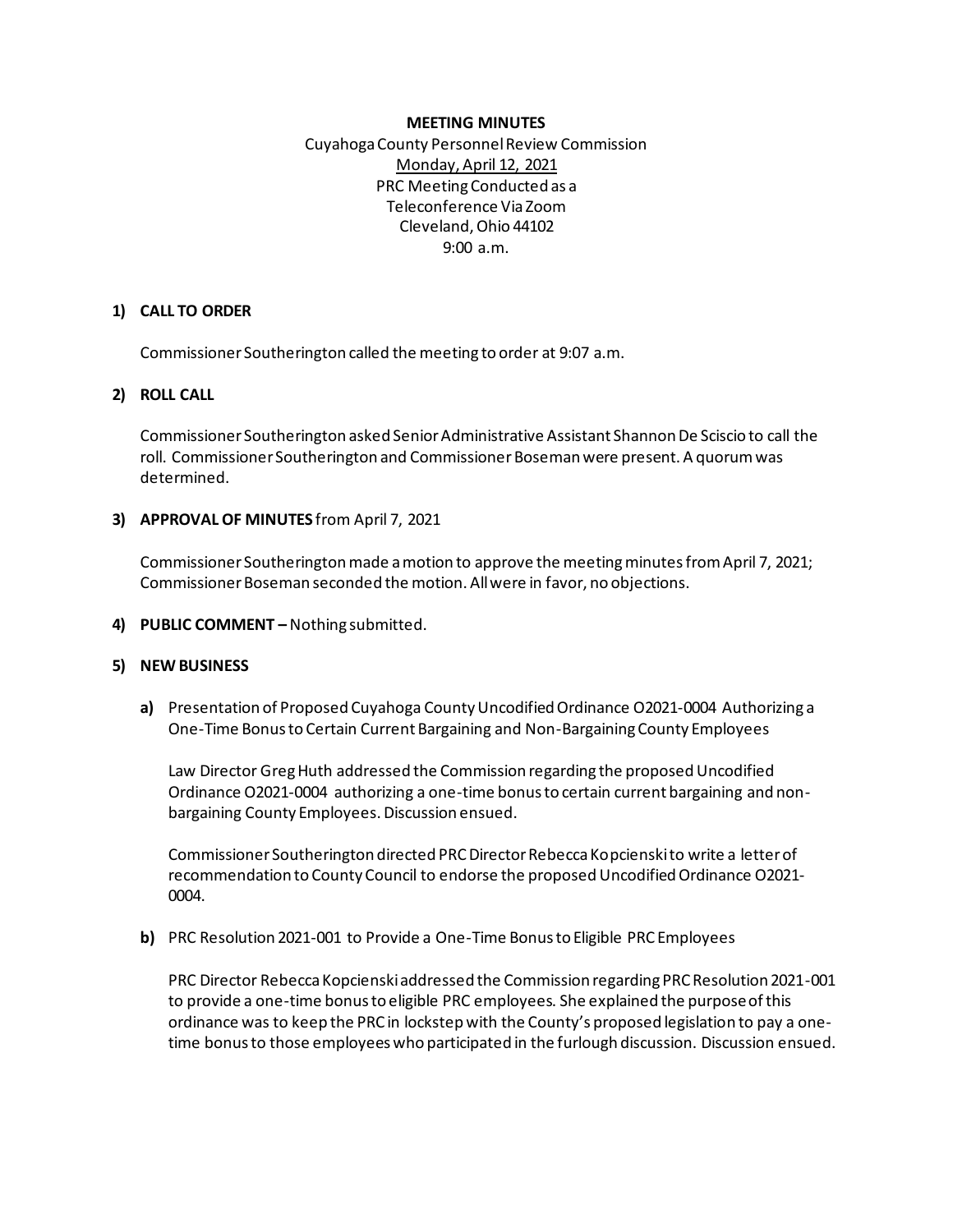**MEETING MINUTES**

Cuyahoga County Personnel Review Commission

Monday, April 12, 2021

PRC Meeting Conducted as a

Teleconference Via Zoom

Cleveland, Ohio 44102

9:00 a.m.

**1) CALL TO ORDER**

Commissioner Southerington called the meeting to order at 9:07 a.m.

**2) ROLL CALL**

Commissioner Southerington asked Senior Administrative Assistant Shannon De Sciscio to call the roll. Commissioner Southerington and Commissioner Boseman were present. A quorum was determined.

**3) APPROVAL OF MINUTES** from April 7, 2021

Commissioner Southerington made a motion to approve the meeting minutes from April 7, 2021; Commissioner Boseman seconded the motion. All were in favor, no objections.

**4) PUBLIC COMMENT –** Nothing submitted.

**5) NEW BUSINESS**

**a)** Presentation of Proposed Cuyahoga County Uncodified Ordinance O2021-0004 Authorizing a One-Time Bonus to Certain Current Bargaining and Non-Bargaining County Employees

Law Director Greg Huth addressed the Commission regarding the proposed Uncodified Ordinance O2021-0004 authorizing a one-time bonus to certain current bargaining and non-bargaining County Employees. Discussion ensued.

Commissioner Southerington directed PRC Director Rebecca Kopcienski to write a letter of recommendation to County Council to endorse the proposed Uncodified Ordinance O2021-0004.

**b)** PRC Resolution 2021-001 to Provide a One-Time Bonus to Eligible PRC Employees

PRC Director Rebecca Kopcienski addressed the Commission regarding PRC Resolution 2021-001 to provide a one-time bonus to eligible PRC employees. She explained the purpose of this ordinance was to keep the PRC in lockstep with the County's proposed legislation to pay a one-time bonus to those employees who participated in the furlough discussion. Discussion ensued.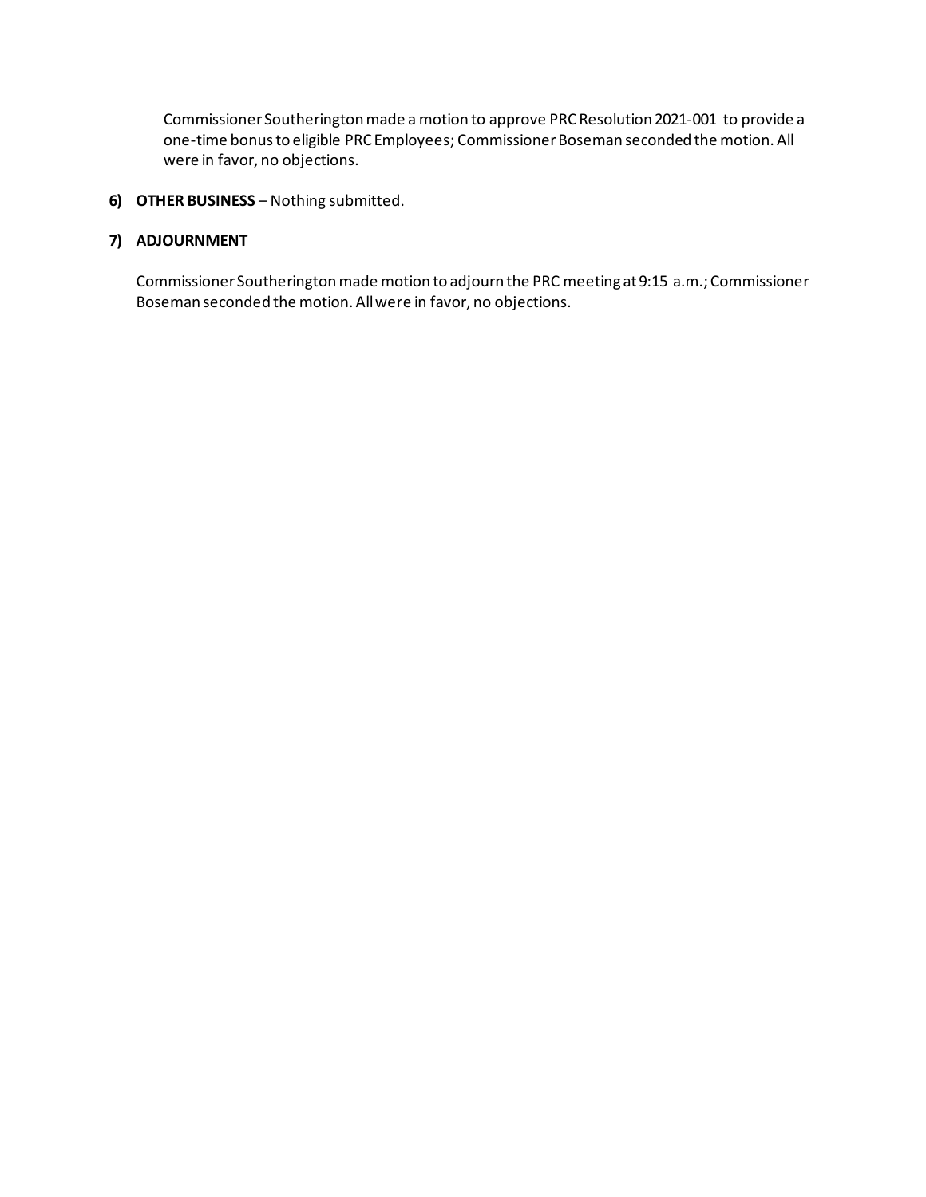Commissioner Southerington made a motion to approve PRC Resolution 2021-001 to provide a one-time bonus to eligible PRC Employees; Commissioner Boseman seconded the motion. All were in favor, no objections.

6) **OTHER BUSINESS** – Nothing submitted.

7) **ADJOURNMENT**

Commissioner Southerington made motion to adjourn the PRC meeting at 9:15 a.m.; Commissioner Boseman seconded the motion. All were in favor, no objections.